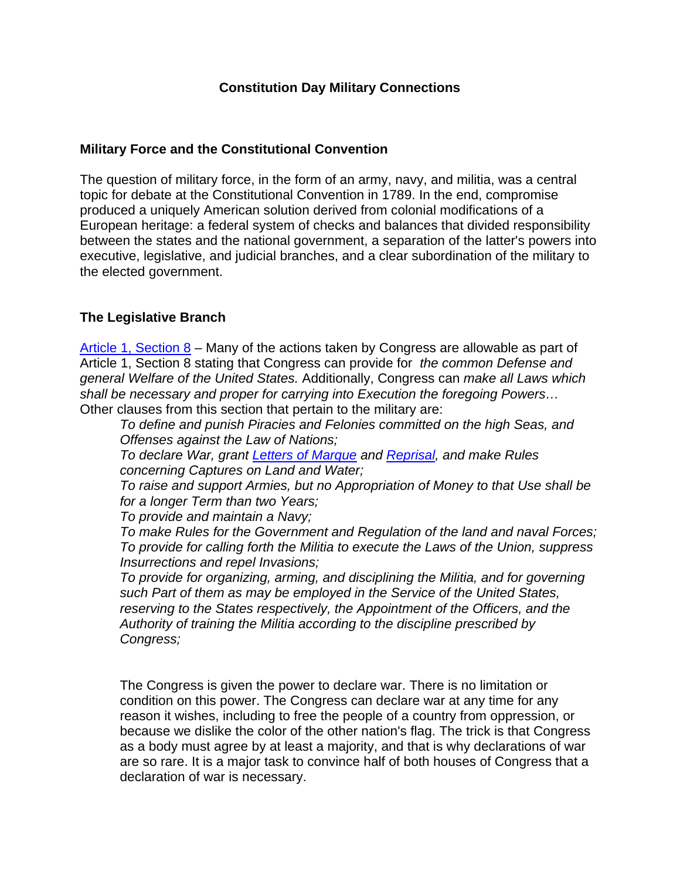# Constitution Day Military Connections

## Military Force and the Constitutional Convention

The question of military force, in the form of an army, navy, and militia, was a central topic for debate at the Constitutional Convention in 1789. In the end, compromise produced a uniquely American solution derived from colonial modifications of a European heritage: a federal system of checks and balances that divided responsibility between the states and the national government, a separation of the latter's powers into executive, legislative, and judicial branches, and a clear subordination of the military to the elected government.

## The Legislative Branch

Article 1, Section 8 – Many of the actions taken by Congress are allowable as part of Article 1, Section 8 stating that Congress can provide for *the common Defense and general Welfare of the United States.* Additionally, Congress can *make all Laws which shall be necessary and proper for carrying into Execution the foregoing Powers…* Other clauses from this section that pertain to the military are:

> *To define and punish Piracies and Felonies committed on the high Seas, and Offenses against the Law of Nations;*
> *To declare War, grant Letters of Marque and Reprisal, and make Rules concerning Captures on Land and Water;*
> *To raise and support Armies, but no Appropriation of Money to that Use shall be for a longer Term than two Years;*
> *To provide and maintain a Navy;*
> *To make Rules for the Government and Regulation of the land and naval Forces;*
> *To provide for calling forth the Militia to execute the Laws of the Union, suppress Insurrections and repel Invasions;*
> *To provide for organizing, arming, and disciplining the Militia, and for governing such Part of them as may be employed in the Service of the United States, reserving to the States respectively, the Appointment of the Officers, and the Authority of training the Militia according to the discipline prescribed by Congress;*

The Congress is given the power to declare war. There is no limitation or condition on this power. The Congress can declare war at any time for any reason it wishes, including to free the people of a country from oppression, or because we dislike the color of the other nation's flag. The trick is that Congress as a body must agree by at least a majority, and that is why declarations of war are so rare. It is a major task to convince half of both houses of Congress that a declaration of war is necessary.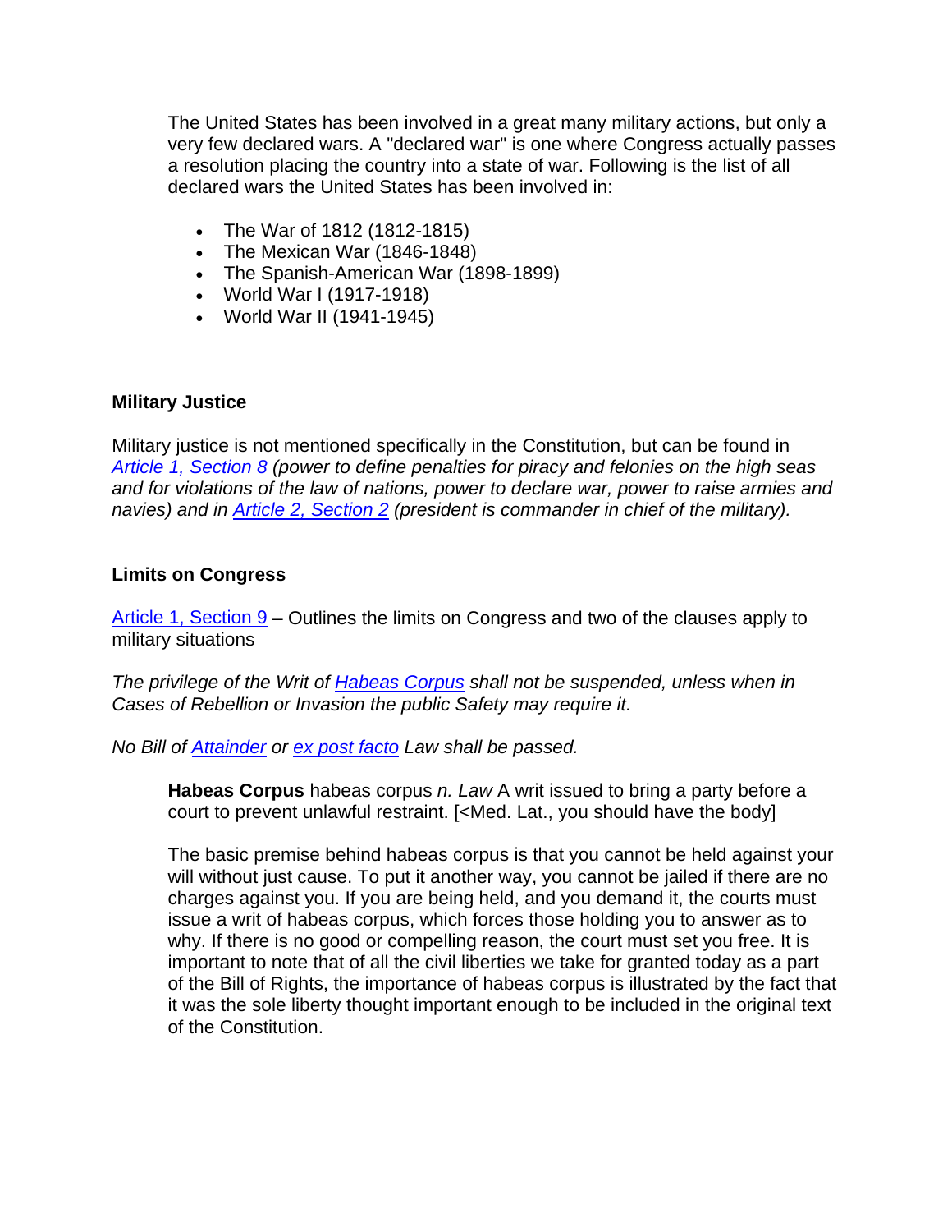The United States has been involved in a great many military actions, but only a very few declared wars. A "declared war" is one where Congress actually passes a resolution placing the country into a state of war. Following is the list of all declared wars the United States has been involved in:

- The War of 1812 (1812-1815)
- The Mexican War (1846-1848)
- The Spanish-American War (1898-1899)
- World War I (1917-1918)
- World War II (1941-1945)

**Military Justice**

Military justice is not mentioned specifically in the Constitution, but can be found in *Article 1, Section 8 (power to define penalties for piracy and felonies on the high seas and for violations of the law of nations, power to declare war, power to raise armies and navies) and in Article 2, Section 2 (president is commander in chief of the military).*

**Limits on Congress**

Article 1, Section 9 – Outlines the limits on Congress and two of the clauses apply to military situations

*The privilege of the Writ of Habeas Corpus shall not be suspended, unless when in Cases of Rebellion or Invasion the public Safety may require it.*

*No Bill of Attainder or ex post facto Law shall be passed.*

> **Habeas Corpus** habeas corpus *n. Law* A writ issued to bring a party before a court to prevent unlawful restraint. [<Med. Lat., you should have the body]
>
> The basic premise behind habeas corpus is that you cannot be held against your will without just cause. To put it another way, you cannot be jailed if there are no charges against you. If you are being held, and you demand it, the courts must issue a writ of habeas corpus, which forces those holding you to answer as to why. If there is no good or compelling reason, the court must set you free. It is important to note that of all the civil liberties we take for granted today as a part of the Bill of Rights, the importance of habeas corpus is illustrated by the fact that it was the sole liberty thought important enough to be included in the original text of the Constitution.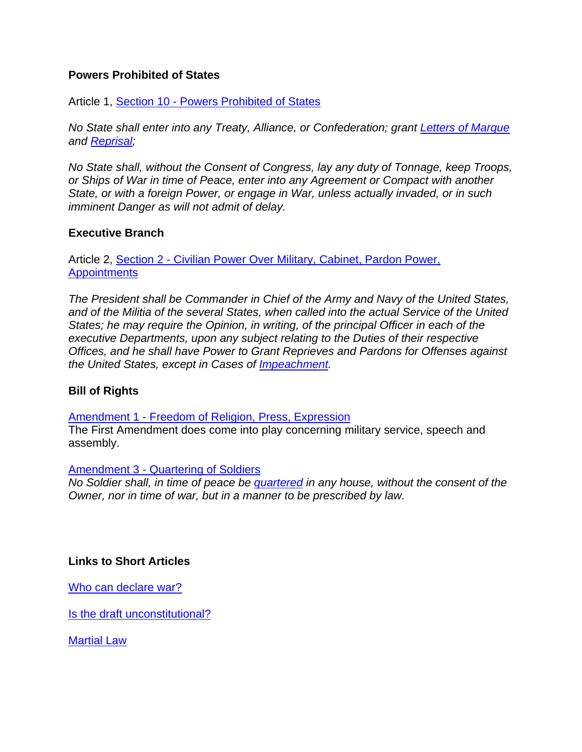**Powers Prohibited of States**

Article 1, Section 10 - Powers Prohibited of States

*No State shall enter into any Treaty, Alliance, or Confederation; grant Letters of Marque and Reprisal;*

*No State shall, without the Consent of Congress, lay any duty of Tonnage, keep Troops, or Ships of War in time of Peace, enter into any Agreement or Compact with another State, or with a foreign Power, or engage in War, unless actually invaded, or in such imminent Danger as will not admit of delay.*

**Executive Branch**

Article 2, Section 2 - Civilian Power Over Military, Cabinet, Pardon Power, Appointments

*The President shall be Commander in Chief of the Army and Navy of the United States, and of the Militia of the several States, when called into the actual Service of the United States; he may require the Opinion, in writing, of the principal Officer in each of the executive Departments, upon any subject relating to the Duties of their respective Offices, and he shall have Power to Grant Reprieves and Pardons for Offenses against the United States, except in Cases of Impeachment.*

**Bill of Rights**

Amendment 1 - Freedom of Religion, Press, Expression
The First Amendment does come into play concerning military service, speech and assembly.

Amendment 3 - Quartering of Soldiers
*No Soldier shall, in time of peace be quartered in any house, without the consent of the Owner, nor in time of war, but in a manner to be prescribed by law.*

**Links to Short Articles**

Who can declare war?

Is the draft unconstitutional?

Martial Law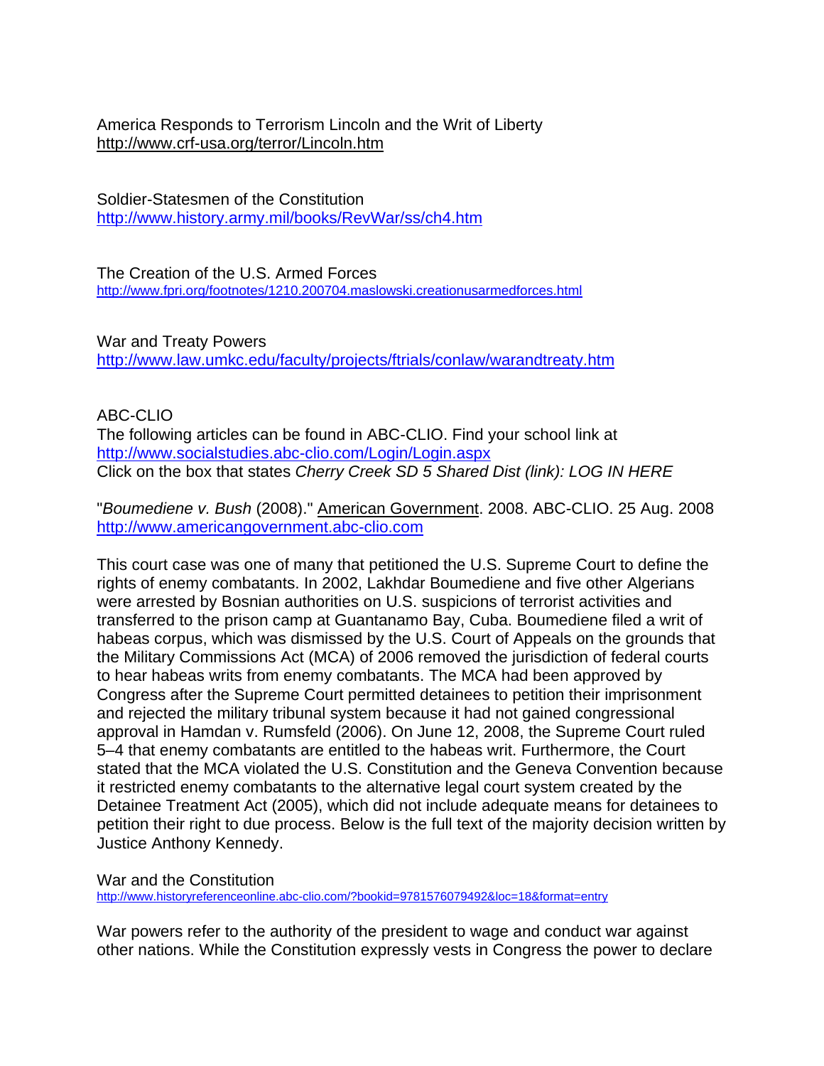America Responds to Terrorism Lincoln and the Writ of Liberty
http://www.crf-usa.org/terror/Lincoln.htm

Soldier-Statesmen of the Constitution
http://www.history.army.mil/books/RevWar/ss/ch4.htm

The Creation of the U.S. Armed Forces
http://www.fpri.org/footnotes/1210.200704.maslowski.creationusarmedforces.html

War and Treaty Powers
http://www.law.umkc.edu/faculty/projects/ftrials/conlaw/warandtreaty.htm

ABC-CLIO
The following articles can be found in ABC-CLIO. Find your school link at http://www.socialstudies.abc-clio.com/Login/Login.aspx
Click on the box that states *Cherry Creek SD 5 Shared Dist (link): LOG IN HERE*

"*Boumediene v. Bush* (2008)." American Government. 2008. ABC-CLIO. 25 Aug. 2008 http://www.americangovernment.abc-clio.com

This court case was one of many that petitioned the U.S. Supreme Court to define the rights of enemy combatants. In 2002, Lakhdar Boumediene and five other Algerians were arrested by Bosnian authorities on U.S. suspicions of terrorist activities and transferred to the prison camp at Guantanamo Bay, Cuba. Boumediene filed a writ of habeas corpus, which was dismissed by the U.S. Court of Appeals on the grounds that the Military Commissions Act (MCA) of 2006 removed the jurisdiction of federal courts to hear habeas writs from enemy combatants. The MCA had been approved by Congress after the Supreme Court permitted detainees to petition their imprisonment and rejected the military tribunal system because it had not gained congressional approval in Hamdan v. Rumsfeld (2006). On June 12, 2008, the Supreme Court ruled 5–4 that enemy combatants are entitled to the habeas writ. Furthermore, the Court stated that the MCA violated the U.S. Constitution and the Geneva Convention because it restricted enemy combatants to the alternative legal court system created by the Detainee Treatment Act (2005), which did not include adequate means for detainees to petition their right to due process. Below is the full text of the majority decision written by Justice Anthony Kennedy.

War and the Constitution
http://www.historyreferenceonline.abc-clio.com/?bookid=9781576079492&loc=18&format=entry

War powers refer to the authority of the president to wage and conduct war against other nations. While the Constitution expressly vests in Congress the power to declare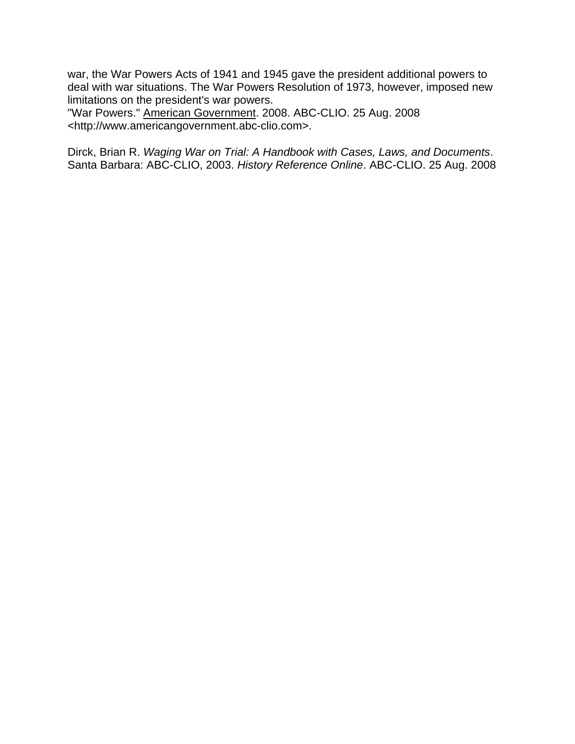war, the War Powers Acts of 1941 and 1945 gave the president additional powers to deal with war situations. The War Powers Resolution of 1973, however, imposed new limitations on the president's war powers.
"War Powers." <u>American Government</u>. 2008. ABC-CLIO. 25 Aug. 2008 <http://www.americangovernment.abc-clio.com>.

Dirck, Brian R. *Waging War on Trial: A Handbook with Cases, Laws, and Documents*. Santa Barbara: ABC-CLIO, 2003. *History Reference Online*. ABC-CLIO. 25 Aug. 2008